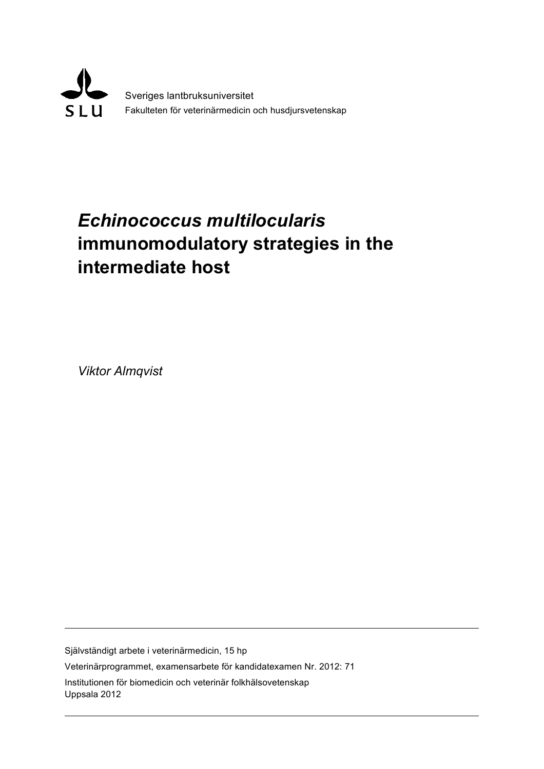SLU

Sveriges lantbruksuniversitet

Fakulteten för veterinärmedicin och husdjursvetenskap

# *Echinococcus multilocularis* immunomodulatory strategies in the intermediate host

*Viktor Almqvist*

---

Självständigt arbete i veterinärmedicin, 15 hp

Veterinärprogrammet, examensarbete för kandidatexamen Nr. 2012: 71

Institutionen för biomedicin och veterinär folkhälsovetenskap

Uppsala 2012

---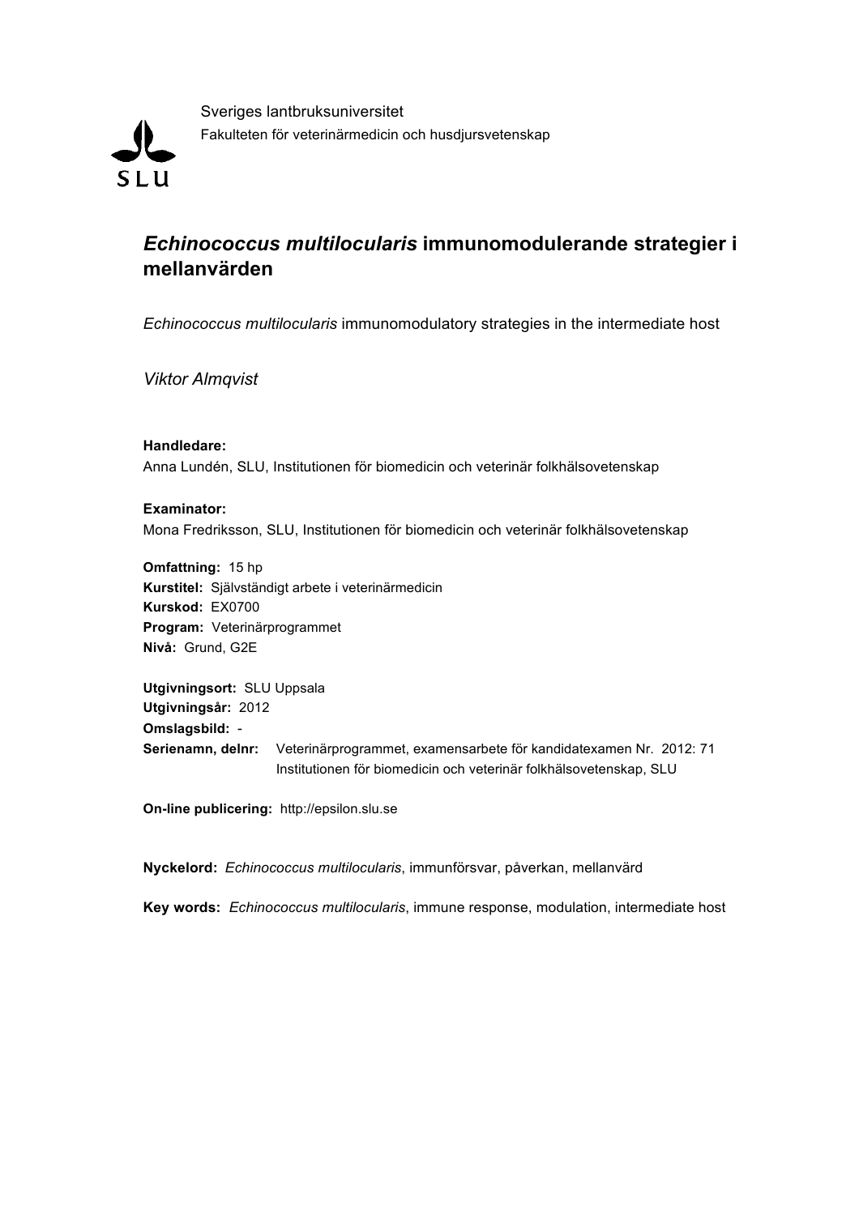Sveriges lantbruksuniversitet
Fakulteten för veterinärmedicin och husdjursvetenskap

SLU

# *Echinococcus multilocularis* immunomodulerande strategier i mellanvärden

*Echinococcus multilocularis* immunomodulatory strategies in the intermediate host

*Viktor Almqvist*

**Handledare:**
Anna Lundén, SLU, Institutionen för biomedicin och veterinär folkhälsovetenskap

**Examinator:**
Mona Fredriksson, SLU, Institutionen för biomedicin och veterinär folkhälsovetenskap

**Omfattning:** 15 hp
**Kurstitel:** Självständigt arbete i veterinärmedicin
**Kurskod:** EX0700
**Program:** Veterinärprogrammet
**Nivå:** Grund, G2E

**Utgivningsort:** SLU Uppsala
**Utgivningsår:** 2012
**Omslagsbild:** -
**Serienamn, delnr:** Veterinärprogrammet, examensarbete för kandidatexamen Nr. 2012: 71
Institutionen för biomedicin och veterinär folkhälsovetenskap, SLU

**On-line publicering:** http://epsilon.slu.se

**Nyckelord:** *Echinococcus multilocularis*, immunförsvar, påverkan, mellanvärd

**Key words:** *Echinococcus multilocularis*, immune response, modulation, intermediate host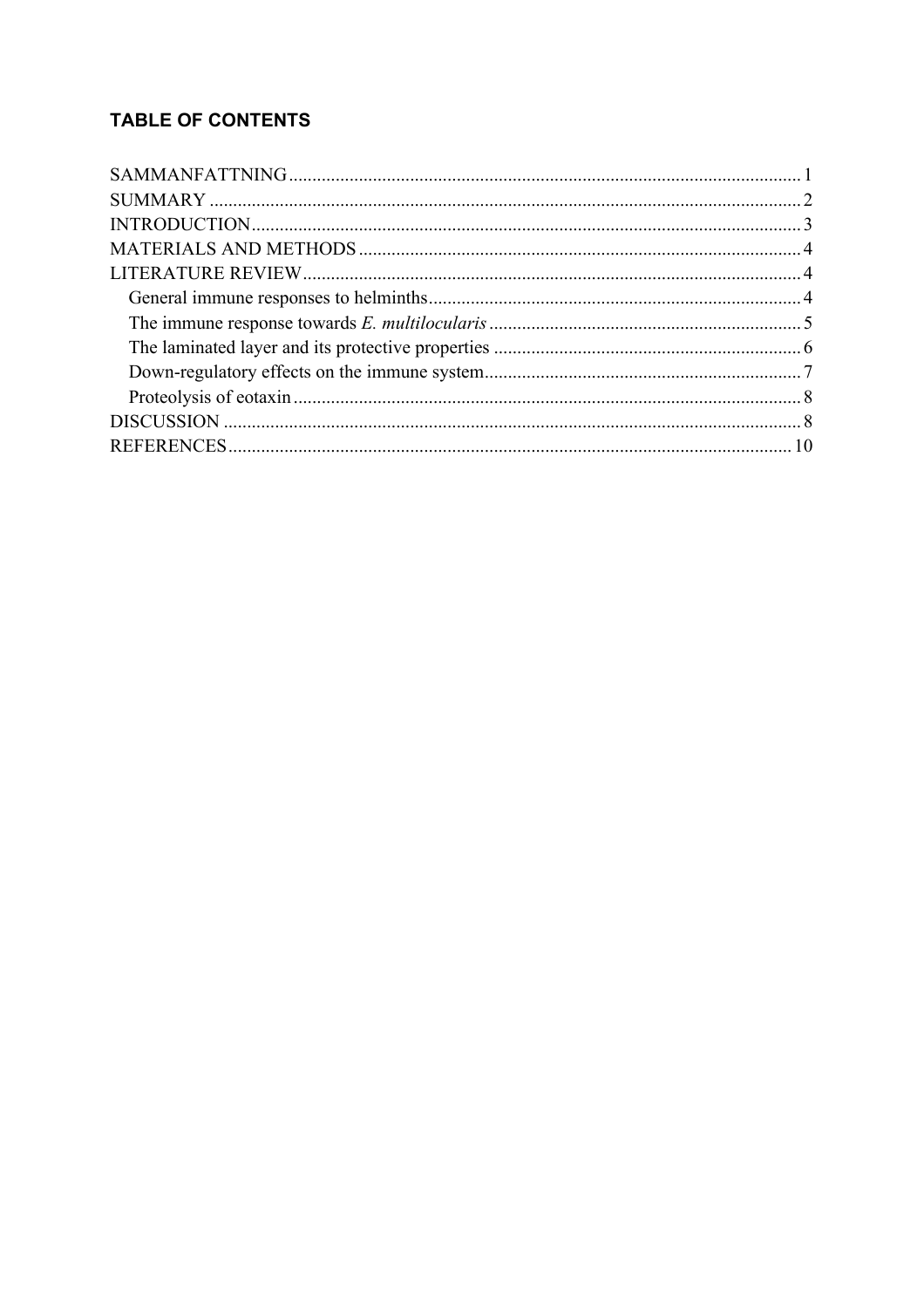## TABLE OF CONTENTS

SAMMANFATTNING .............................................................................................................1
SUMMARY ...............................................................................................................................2
INTRODUCTION......................................................................................................................3
MATERIALS AND METHODS ...............................................................................................4
LITERATURE REVIEW...........................................................................................................4
    General immune responses to helminths.................................................................................4
    The immune response towards *E. multilocularis* ...................................................................5
    The laminated layer and its protective properties ...................................................................6
    Down-regulatory effects on the immune system......................................................................7
    Proteolysis of eotaxin .............................................................................................................8
DISCUSSION ............................................................................................................................8
REFERENCES.........................................................................................................................10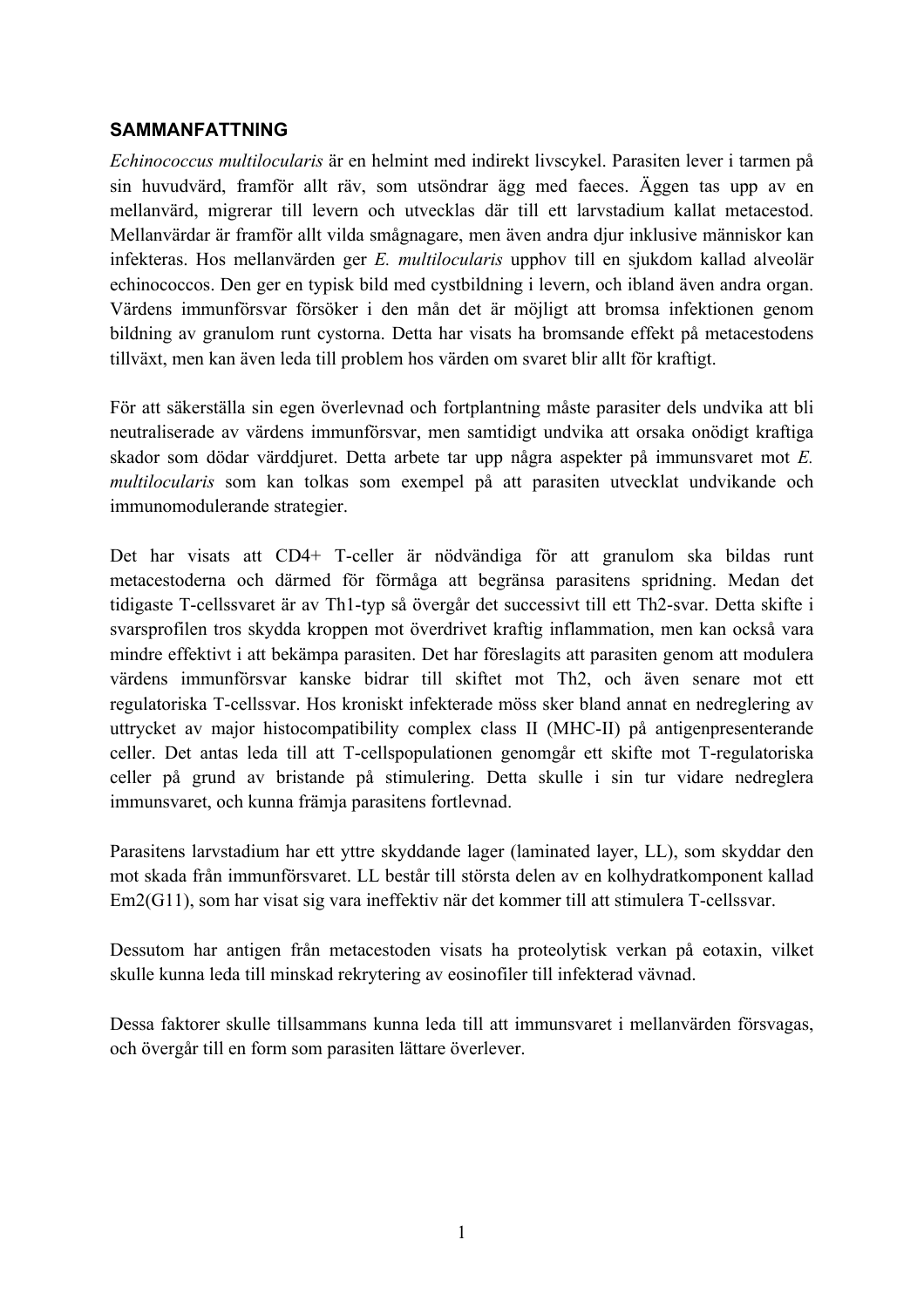## SAMMANFATTNING

*Echinococcus multilocularis* är en helmint med indirekt livscykel. Parasiten lever i tarmen på sin huvudvärd, framför allt räv, som utsöndrar ägg med faeces. Äggen tas upp av en mellanvärd, migrerar till levern och utvecklas där till ett larvstadium kallat metacestod. Mellanvärdar är framför allt vilda smågnagare, men även andra djur inklusive människor kan infekteras. Hos mellanvärden ger *E. multilocularis* upphov till en sjukdom kallad alveolär echinococcos. Den ger en typisk bild med cystbildning i levern, och ibland även andra organ. Värdens immunförsvar försöker i den mån det är möjligt att bromsa infektionen genom bildning av granulom runt cystorna. Detta har visats ha bromsande effekt på metacestodens tillväxt, men kan även leda till problem hos värden om svaret blir allt för kraftigt.

För att säkerställa sin egen överlevnad och fortplantning måste parasiter dels undvika att bli neutraliserade av värdens immunförsvar, men samtidigt undvika att orsaka onödigt kraftiga skador som dödar värddjuret. Detta arbete tar upp några aspekter på immunsvaret mot *E. multilocularis* som kan tolkas som exempel på att parasiten utvecklat undvikande och immunomodulerande strategier.

Det har visats att CD4+ T-celler är nödvändiga för att granulom ska bildas runt metacestoderna och därmed för förmåga att begränsa parasitens spridning. Medan det tidigaste T-cellssvaret är av Th1-typ så övergår det successivt till ett Th2-svar. Detta skifte i svarsprofilen tros skydda kroppen mot överdrivet kraftig inflammation, men kan också vara mindre effektivt i att bekämpa parasiten. Det har föreslagits att parasiten genom att modulera värdens immunförsvar kanske bidrar till skiftet mot Th2, och även senare mot ett regulatoriska T-cellssvar. Hos kroniskt infekterade möss sker bland annat en nedreglering av uttrycket av major histocompatibility complex class II (MHC-II) på antigenpresenterande celler. Det antas leda till att T-cellspopulationen genomgår ett skifte mot T-regulatoriska celler på grund av bristande på stimulering. Detta skulle i sin tur vidare nedreglera immunsvaret, och kunna främja parasitens fortlevnad.

Parasitens larvstadium har ett yttre skyddande lager (laminated layer, LL), som skyddar den mot skada från immunförsvaret. LL består till största delen av en kolhydratkomponent kallad Em2(G11), som har visat sig vara ineffektiv när det kommer till att stimulera T-cellssvar.

Dessutom har antigen från metacestoden visats ha proteolytisk verkan på eotaxin, vilket skulle kunna leda till minskad rekrytering av eosinofiler till infekterad vävnad.

Dessa faktorer skulle tillsammans kunna leda till att immunsvaret i mellanvärden försvagas, och övergår till en form som parasiten lättare överlever.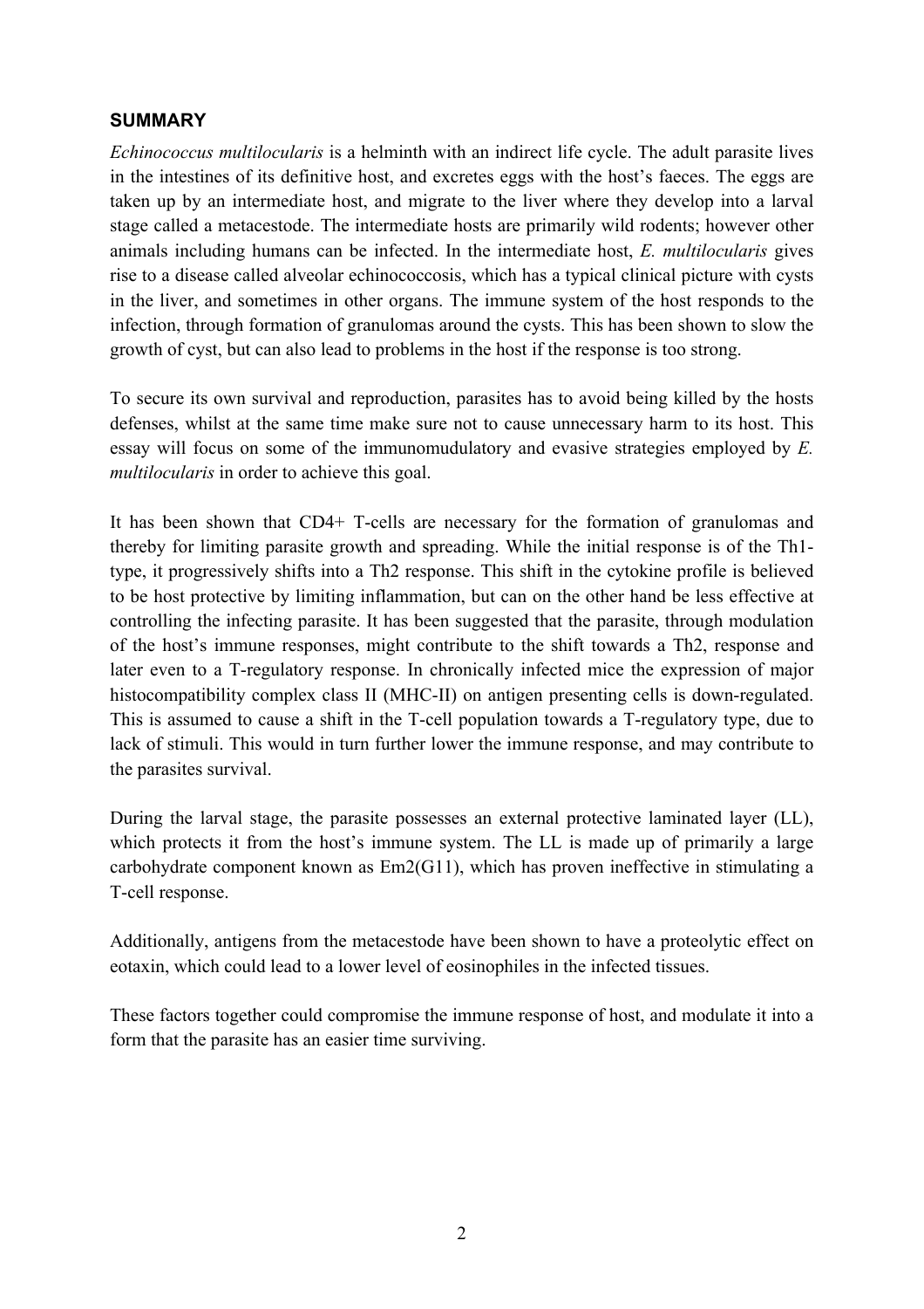## SUMMARY

*Echinococcus multilocularis* is a helminth with an indirect life cycle. The adult parasite lives in the intestines of its definitive host, and excretes eggs with the host's faeces. The eggs are taken up by an intermediate host, and migrate to the liver where they develop into a larval stage called a metacestode. The intermediate hosts are primarily wild rodents; however other animals including humans can be infected. In the intermediate host, *E. multilocularis* gives rise to a disease called alveolar echinococcosis, which has a typical clinical picture with cysts in the liver, and sometimes in other organs. The immune system of the host responds to the infection, through formation of granulomas around the cysts. This has been shown to slow the growth of cyst, but can also lead to problems in the host if the response is too strong.

To secure its own survival and reproduction, parasites has to avoid being killed by the hosts defenses, whilst at the same time make sure not to cause unnecessary harm to its host. This essay will focus on some of the immunomudulatory and evasive strategies employed by *E. multilocularis* in order to achieve this goal.

It has been shown that CD4+ T-cells are necessary for the formation of granulomas and thereby for limiting parasite growth and spreading. While the initial response is of the Th1-type, it progressively shifts into a Th2 response. This shift in the cytokine profile is believed to be host protective by limiting inflammation, but can on the other hand be less effective at controlling the infecting parasite. It has been suggested that the parasite, through modulation of the host's immune responses, might contribute to the shift towards a Th2, response and later even to a T-regulatory response. In chronically infected mice the expression of major histocompatibility complex class II (MHC-II) on antigen presenting cells is down-regulated. This is assumed to cause a shift in the T-cell population towards a T-regulatory type, due to lack of stimuli. This would in turn further lower the immune response, and may contribute to the parasites survival.

During the larval stage, the parasite possesses an external protective laminated layer (LL), which protects it from the host's immune system. The LL is made up of primarily a large carbohydrate component known as Em2(G11), which has proven ineffective in stimulating a T-cell response.

Additionally, antigens from the metacestode have been shown to have a proteolytic effect on eotaxin, which could lead to a lower level of eosinophiles in the infected tissues.

These factors together could compromise the immune response of host, and modulate it into a form that the parasite has an easier time surviving.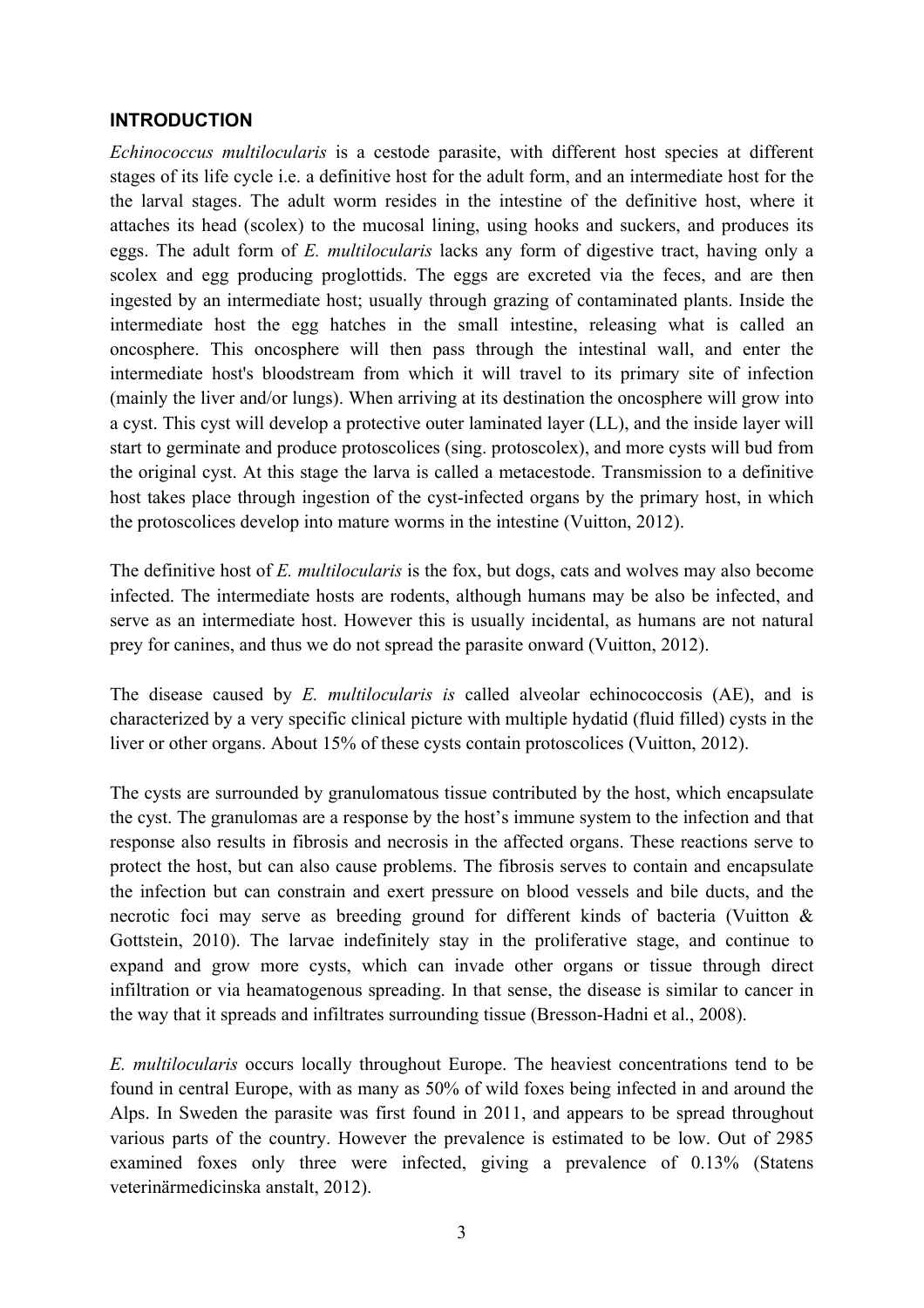## INTRODUCTION

*Echinococcus multilocularis* is a cestode parasite, with different host species at different stages of its life cycle i.e. a definitive host for the adult form, and an intermediate host for the the larval stages. The adult worm resides in the intestine of the definitive host, where it attaches its head (scolex) to the mucosal lining, using hooks and suckers, and produces its eggs. The adult form of *E. multilocularis* lacks any form of digestive tract, having only a scolex and egg producing proglottids. The eggs are excreted via the feces, and are then ingested by an intermediate host; usually through grazing of contaminated plants. Inside the intermediate host the egg hatches in the small intestine, releasing what is called an oncosphere. This oncosphere will then pass through the intestinal wall, and enter the intermediate host's bloodstream from which it will travel to its primary site of infection (mainly the liver and/or lungs). When arriving at its destination the oncosphere will grow into a cyst. This cyst will develop a protective outer laminated layer (LL), and the inside layer will start to germinate and produce protoscolices (sing. protoscolex), and more cysts will bud from the original cyst. At this stage the larva is called a metacestode. Transmission to a definitive host takes place through ingestion of the cyst-infected organs by the primary host, in which the protoscolices develop into mature worms in the intestine (Vuitton, 2012).

The definitive host of *E. multilocularis* is the fox, but dogs, cats and wolves may also become infected. The intermediate hosts are rodents, although humans may be also be infected, and serve as an intermediate host. However this is usually incidental, as humans are not natural prey for canines, and thus we do not spread the parasite onward (Vuitton, 2012).

The disease caused by *E. multilocularis is* called alveolar echinococcosis (AE), and is characterized by a very specific clinical picture with multiple hydatid (fluid filled) cysts in the liver or other organs. About 15% of these cysts contain protoscolices (Vuitton, 2012).

The cysts are surrounded by granulomatous tissue contributed by the host, which encapsulate the cyst. The granulomas are a response by the host's immune system to the infection and that response also results in fibrosis and necrosis in the affected organs. These reactions serve to protect the host, but can also cause problems. The fibrosis serves to contain and encapsulate the infection but can constrain and exert pressure on blood vessels and bile ducts, and the necrotic foci may serve as breeding ground for different kinds of bacteria (Vuitton & Gottstein, 2010). The larvae indefinitely stay in the proliferative stage, and continue to expand and grow more cysts, which can invade other organs or tissue through direct infiltration or via heamatogenous spreading. In that sense, the disease is similar to cancer in the way that it spreads and infiltrates surrounding tissue (Bresson-Hadni et al., 2008).

*E. multilocularis* occurs locally throughout Europe. The heaviest concentrations tend to be found in central Europe, with as many as 50% of wild foxes being infected in and around the Alps. In Sweden the parasite was first found in 2011, and appears to be spread throughout various parts of the country. However the prevalence is estimated to be low. Out of 2985 examined foxes only three were infected, giving a prevalence of 0.13% (Statens veterinärmedicinska anstalt, 2012).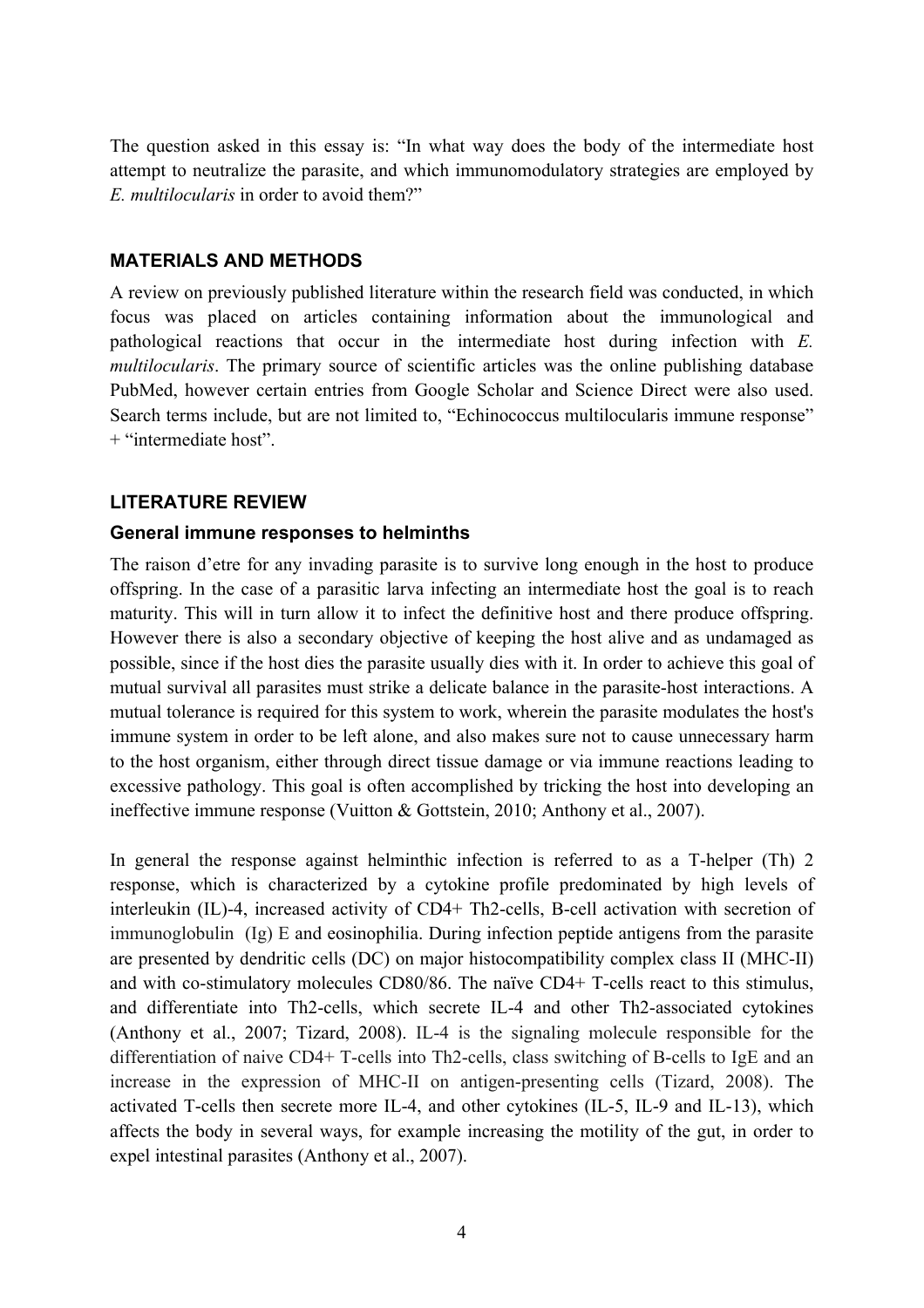The question asked in this essay is: "In what way does the body of the intermediate host attempt to neutralize the parasite, and which immunomodulatory strategies are employed by *E. multilocularis* in order to avoid them?"

## MATERIALS AND METHODS

A review on previously published literature within the research field was conducted, in which focus was placed on articles containing information about the immunological and pathological reactions that occur in the intermediate host during infection with *E. multilocularis*. The primary source of scientific articles was the online publishing database PubMed, however certain entries from Google Scholar and Science Direct were also used. Search terms include, but are not limited to, "Echinococcus multilocularis immune response" + "intermediate host".

## LITERATURE REVIEW

### General immune responses to helminths

The raison d'etre for any invading parasite is to survive long enough in the host to produce offspring. In the case of a parasitic larva infecting an intermediate host the goal is to reach maturity. This will in turn allow it to infect the definitive host and there produce offspring. However there is also a secondary objective of keeping the host alive and as undamaged as possible, since if the host dies the parasite usually dies with it. In order to achieve this goal of mutual survival all parasites must strike a delicate balance in the parasite-host interactions. A mutual tolerance is required for this system to work, wherein the parasite modulates the host's immune system in order to be left alone, and also makes sure not to cause unnecessary harm to the host organism, either through direct tissue damage or via immune reactions leading to excessive pathology. This goal is often accomplished by tricking the host into developing an ineffective immune response (Vuitton & Gottstein, 2010; Anthony et al., 2007).

In general the response against helminthic infection is referred to as a T-helper (Th) 2 response, which is characterized by a cytokine profile predominated by high levels of interleukin (IL)-4, increased activity of CD4+ Th2-cells, B-cell activation with secretion of immunoglobulin (Ig) E and eosinophilia. During infection peptide antigens from the parasite are presented by dendritic cells (DC) on major histocompatibility complex class II (MHC-II) and with co-stimulatory molecules CD80/86. The naïve CD4+ T-cells react to this stimulus, and differentiate into Th2-cells, which secrete IL-4 and other Th2-associated cytokines (Anthony et al., 2007; Tizard, 2008). IL-4 is the signaling molecule responsible for the differentiation of naive CD4+ T-cells into Th2-cells, class switching of B-cells to IgE and an increase in the expression of MHC-II on antigen-presenting cells (Tizard, 2008). The activated T-cells then secrete more IL-4, and other cytokines (IL-5, IL-9 and IL-13), which affects the body in several ways, for example increasing the motility of the gut, in order to expel intestinal parasites (Anthony et al., 2007).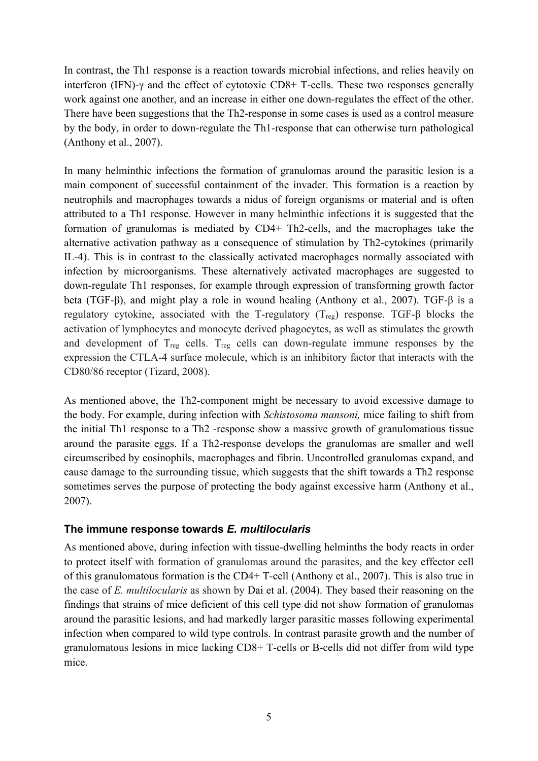In contrast, the Th1 response is a reaction towards microbial infections, and relies heavily on interferon (IFN)-γ and the effect of cytotoxic CD8+ T-cells. These two responses generally work against one another, and an increase in either one down-regulates the effect of the other. There have been suggestions that the Th2-response in some cases is used as a control measure by the body, in order to down-regulate the Th1-response that can otherwise turn pathological (Anthony et al., 2007).

In many helminthic infections the formation of granulomas around the parasitic lesion is a main component of successful containment of the invader. This formation is a reaction by neutrophils and macrophages towards a nidus of foreign organisms or material and is often attributed to a Th1 response. However in many helminthic infections it is suggested that the formation of granulomas is mediated by CD4+ Th2-cells, and the macrophages take the alternative activation pathway as a consequence of stimulation by Th2-cytokines (primarily IL-4). This is in contrast to the classically activated macrophages normally associated with infection by microorganisms. These alternatively activated macrophages are suggested to down-regulate Th1 responses, for example through expression of transforming growth factor beta (TGF-β), and might play a role in wound healing (Anthony et al., 2007). TGF-β is a regulatory cytokine, associated with the T-regulatory ($T_{reg}$) response. TGF-β blocks the activation of lymphocytes and monocyte derived phagocytes, as well as stimulates the growth and development of $T_{reg}$ cells. $T_{reg}$ cells can down-regulate immune responses by the expression the CTLA-4 surface molecule, which is an inhibitory factor that interacts with the CD80/86 receptor (Tizard, 2008).

As mentioned above, the Th2-component might be necessary to avoid excessive damage to the body. For example, during infection with *Schistosoma mansoni,* mice failing to shift from the initial Th1 response to a Th2 -response show a massive growth of granulomatious tissue around the parasite eggs. If a Th2-response develops the granulomas are smaller and well circumscribed by eosinophils, macrophages and fibrin. Uncontrolled granulomas expand, and cause damage to the surrounding tissue, which suggests that the shift towards a Th2 response sometimes serves the purpose of protecting the body against excessive harm (Anthony et al., 2007).

### The immune response towards *E. multilocularis*

As mentioned above, during infection with tissue-dwelling helminths the body reacts in order to protect itself with formation of granulomas around the parasites, and the key effector cell of this granulomatous formation is the CD4+ T-cell (Anthony et al., 2007). This is also true in the case of *E. multilocularis* as shown by Dai et al. (2004). They based their reasoning on the findings that strains of mice deficient of this cell type did not show formation of granulomas around the parasitic lesions, and had markedly larger parasitic masses following experimental infection when compared to wild type controls. In contrast parasite growth and the number of granulomatous lesions in mice lacking CD8+ T-cells or B-cells did not differ from wild type mice.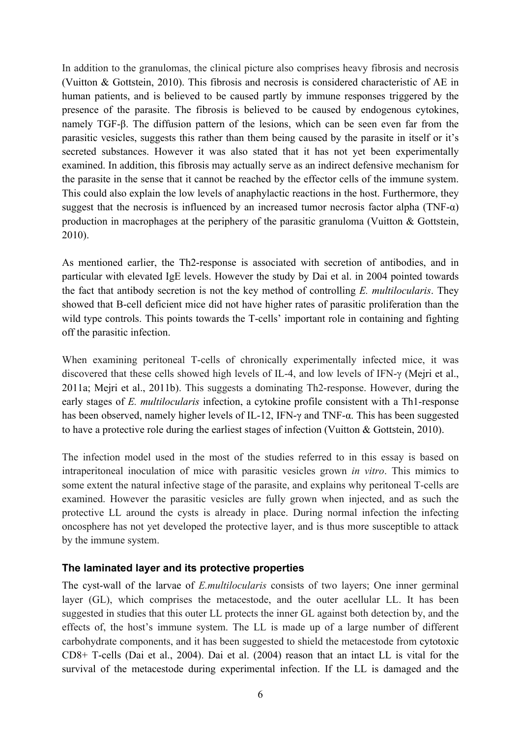In addition to the granulomas, the clinical picture also comprises heavy fibrosis and necrosis (Vuitton & Gottstein, 2010). This fibrosis and necrosis is considered characteristic of AE in human patients, and is believed to be caused partly by immune responses triggered by the presence of the parasite. The fibrosis is believed to be caused by endogenous cytokines, namely TGF-β. The diffusion pattern of the lesions, which can be seen even far from the parasitic vesicles, suggests this rather than them being caused by the parasite in itself or it's secreted substances. However it was also stated that it has not yet been experimentally examined. In addition, this fibrosis may actually serve as an indirect defensive mechanism for the parasite in the sense that it cannot be reached by the effector cells of the immune system. This could also explain the low levels of anaphylactic reactions in the host. Furthermore, they suggest that the necrosis is influenced by an increased tumor necrosis factor alpha (TNF-α) production in macrophages at the periphery of the parasitic granuloma (Vuitton & Gottstein, 2010).

As mentioned earlier, the Th2-response is associated with secretion of antibodies, and in particular with elevated IgE levels. However the study by Dai et al. in 2004 pointed towards the fact that antibody secretion is not the key method of controlling *E. multilocularis*. They showed that B-cell deficient mice did not have higher rates of parasitic proliferation than the wild type controls. This points towards the T-cells' important role in containing and fighting off the parasitic infection.

When examining peritoneal T-cells of chronically experimentally infected mice, it was discovered that these cells showed high levels of IL-4, and low levels of IFN-γ (Mejri et al., 2011a; Mejri et al., 2011b). This suggests a dominating Th2-response. However, during the early stages of *E. multilocularis* infection, a cytokine profile consistent with a Th1-response has been observed, namely higher levels of IL-12, IFN-γ and TNF-α. This has been suggested to have a protective role during the earliest stages of infection (Vuitton & Gottstein, 2010).

The infection model used in the most of the studies referred to in this essay is based on intraperitoneal inoculation of mice with parasitic vesicles grown *in vitro*. This mimics to some extent the natural infective stage of the parasite, and explains why peritoneal T-cells are examined. However the parasitic vesicles are fully grown when injected, and as such the protective LL around the cysts is already in place. During normal infection the infecting oncosphere has not yet developed the protective layer, and is thus more susceptible to attack by the immune system.

### The laminated layer and its protective properties

The cyst-wall of the larvae of *E.multilocularis* consists of two layers; One inner germinal layer (GL), which comprises the metacestode, and the outer acellular LL. It has been suggested in studies that this outer LL protects the inner GL against both detection by, and the effects of, the host's immune system. The LL is made up of a large number of different carbohydrate components, and it has been suggested to shield the metacestode from cytotoxic CD8+ T-cells (Dai et al., 2004). Dai et al. (2004) reason that an intact LL is vital for the survival of the metacestode during experimental infection. If the LL is damaged and the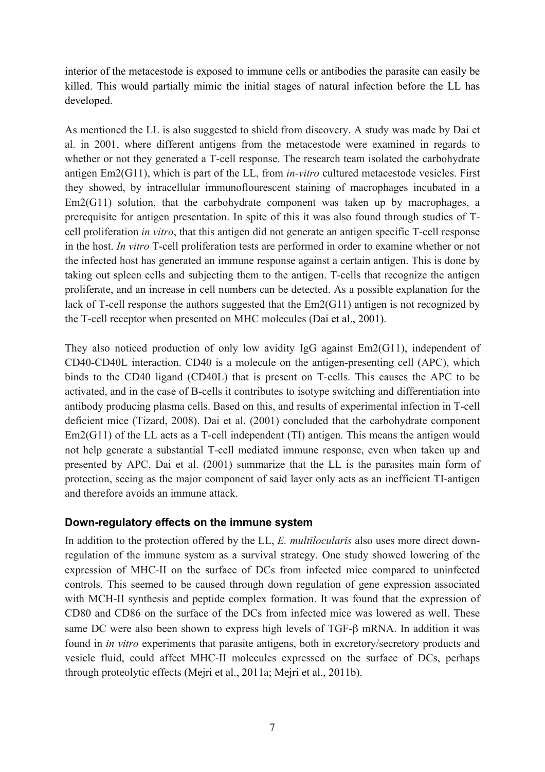interior of the metacestode is exposed to immune cells or antibodies the parasite can easily be killed. This would partially mimic the initial stages of natural infection before the LL has developed.

As mentioned the LL is also suggested to shield from discovery. A study was made by Dai et al. in 2001, where different antigens from the metacestode were examined in regards to whether or not they generated a T-cell response. The research team isolated the carbohydrate antigen Em2(G11), which is part of the LL, from *in-vitro* cultured metacestode vesicles. First they showed, by intracellular immunoflourescent staining of macrophages incubated in a Em2(G11) solution, that the carbohydrate component was taken up by macrophages, a prerequisite for antigen presentation. In spite of this it was also found through studies of T-cell proliferation *in vitro*, that this antigen did not generate an antigen specific T-cell response in the host. *In vitro* T-cell proliferation tests are performed in order to examine whether or not the infected host has generated an immune response against a certain antigen. This is done by taking out spleen cells and subjecting them to the antigen. T-cells that recognize the antigen proliferate, and an increase in cell numbers can be detected. As a possible explanation for the lack of T-cell response the authors suggested that the Em2(G11) antigen is not recognized by the T-cell receptor when presented on MHC molecules (Dai et al., 2001).

They also noticed production of only low avidity IgG against Em2(G11), independent of CD40-CD40L interaction. CD40 is a molecule on the antigen-presenting cell (APC), which binds to the CD40 ligand (CD40L) that is present on T-cells. This causes the APC to be activated, and in the case of B-cells it contributes to isotype switching and differentiation into antibody producing plasma cells. Based on this, and results of experimental infection in T-cell deficient mice (Tizard, 2008). Dai et al. (2001) concluded that the carbohydrate component Em2(G11) of the LL acts as a T-cell independent (TI) antigen. This means the antigen would not help generate a substantial T-cell mediated immune response, even when taken up and presented by APC. Dai et al. (2001) summarize that the LL is the parasites main form of protection, seeing as the major component of said layer only acts as an inefficient TI-antigen and therefore avoids an immune attack.

### Down-regulatory effects on the immune system

In addition to the protection offered by the LL, *E. multilocularis* also uses more direct down-regulation of the immune system as a survival strategy. One study showed lowering of the expression of MHC-II on the surface of DCs from infected mice compared to uninfected controls. This seemed to be caused through down regulation of gene expression associated with MCH-II synthesis and peptide complex formation. It was found that the expression of CD80 and CD86 on the surface of the DCs from infected mice was lowered as well. These same DC were also been shown to express high levels of TGF-$\beta$ mRNA. In addition it was found in *in vitro* experiments that parasite antigens, both in excretory/secretory products and vesicle fluid, could affect MHC-II molecules expressed on the surface of DCs, perhaps through proteolytic effects (Mejri et al., 2011a; Mejri et al., 2011b).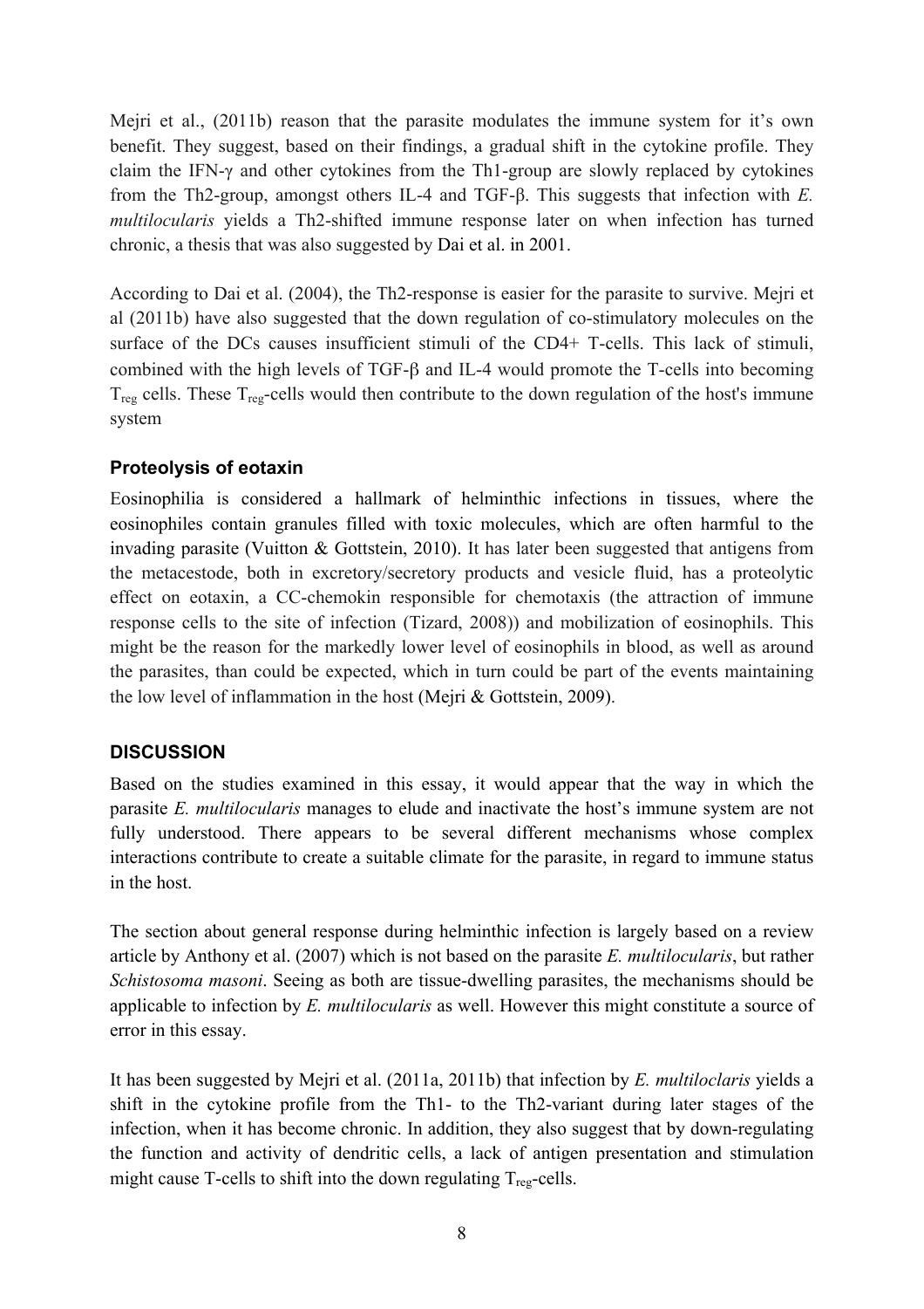Mejri et al., (2011b) reason that the parasite modulates the immune system for it's own benefit. They suggest, based on their findings, a gradual shift in the cytokine profile. They claim the IFN-γ and other cytokines from the Th1-group are slowly replaced by cytokines from the Th2-group, amongst others IL-4 and TGF-β. This suggests that infection with *E. multilocularis* yields a Th2-shifted immune response later on when infection has turned chronic, a thesis that was also suggested by Dai et al. in 2001.

According to Dai et al. (2004), the Th2-response is easier for the parasite to survive. Mejri et al (2011b) have also suggested that the down regulation of co-stimulatory molecules on the surface of the DCs causes insufficient stimuli of the CD4+ T-cells. This lack of stimuli, combined with the high levels of TGF-β and IL-4 would promote the T-cells into becoming $T_{reg}$ cells. These $T_{reg}$-cells would then contribute to the down regulation of the host's immune system

### Proteolysis of eotaxin

Eosinophilia is considered a hallmark of helminthic infections in tissues, where the eosinophiles contain granules filled with toxic molecules, which are often harmful to the invading parasite (Vuitton & Gottstein, 2010). It has later been suggested that antigens from the metacestode, both in excretory/secretory products and vesicle fluid, has a proteolytic effect on eotaxin, a CC-chemokin responsible for chemotaxis (the attraction of immune response cells to the site of infection (Tizard, 2008)) and mobilization of eosinophils. This might be the reason for the markedly lower level of eosinophils in blood, as well as around the parasites, than could be expected, which in turn could be part of the events maintaining the low level of inflammation in the host (Mejri & Gottstein, 2009).

## DISCUSSION

Based on the studies examined in this essay, it would appear that the way in which the parasite *E. multilocularis* manages to elude and inactivate the host's immune system are not fully understood. There appears to be several different mechanisms whose complex interactions contribute to create a suitable climate for the parasite, in regard to immune status in the host.

The section about general response during helminthic infection is largely based on a review article by Anthony et al. (2007) which is not based on the parasite *E. multilocularis*, but rather *Schistosoma masoni*. Seeing as both are tissue-dwelling parasites, the mechanisms should be applicable to infection by *E. multilocularis* as well. However this might constitute a source of error in this essay.

It has been suggested by Mejri et al. (2011a, 2011b) that infection by *E. multiloclaris* yields a shift in the cytokine profile from the Th1- to the Th2-variant during later stages of the infection, when it has become chronic. In addition, they also suggest that by down-regulating the function and activity of dendritic cells, a lack of antigen presentation and stimulation might cause T-cells to shift into the down regulating $T_{reg}$-cells.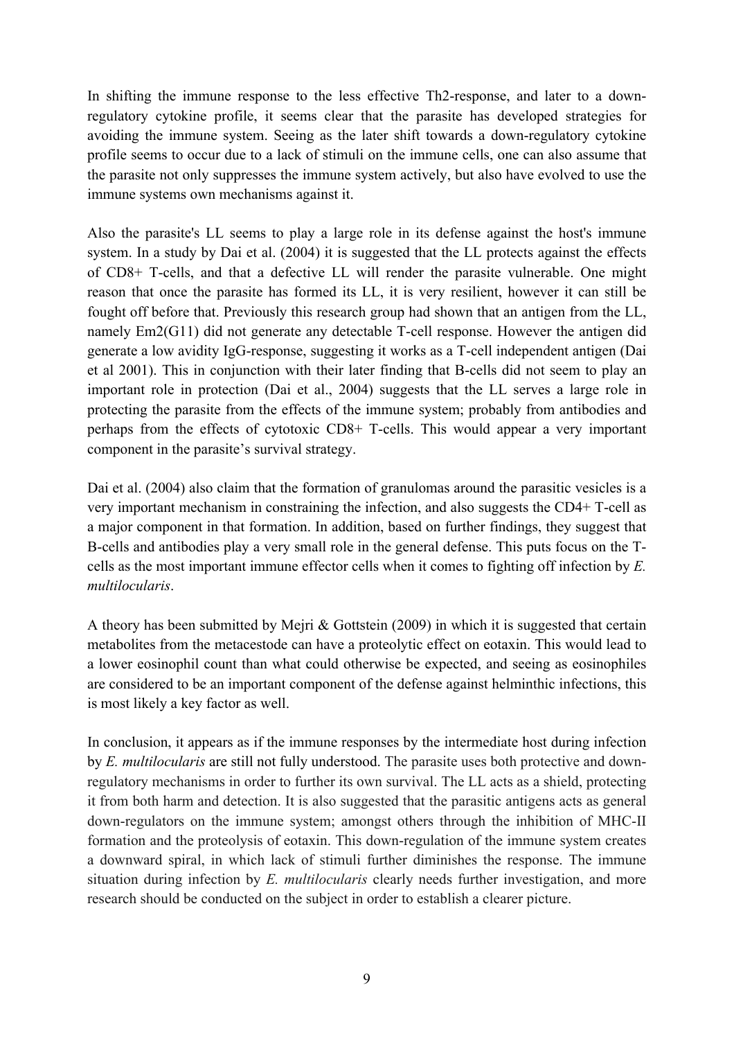In shifting the immune response to the less effective Th2-response, and later to a down-regulatory cytokine profile, it seems clear that the parasite has developed strategies for avoiding the immune system. Seeing as the later shift towards a down-regulatory cytokine profile seems to occur due to a lack of stimuli on the immune cells, one can also assume that the parasite not only suppresses the immune system actively, but also have evolved to use the immune systems own mechanisms against it.

Also the parasite's LL seems to play a large role in its defense against the host's immune system. In a study by Dai et al. (2004) it is suggested that the LL protects against the effects of CD8+ T-cells, and that a defective LL will render the parasite vulnerable. One might reason that once the parasite has formed its LL, it is very resilient, however it can still be fought off before that. Previously this research group had shown that an antigen from the LL, namely Em2(G11) did not generate any detectable T-cell response. However the antigen did generate a low avidity IgG-response, suggesting it works as a T-cell independent antigen (Dai et al 2001). This in conjunction with their later finding that B-cells did not seem to play an important role in protection (Dai et al., 2004) suggests that the LL serves a large role in protecting the parasite from the effects of the immune system; probably from antibodies and perhaps from the effects of cytotoxic CD8+ T-cells. This would appear a very important component in the parasite's survival strategy.

Dai et al. (2004) also claim that the formation of granulomas around the parasitic vesicles is a very important mechanism in constraining the infection, and also suggests the CD4+ T-cell as a major component in that formation. In addition, based on further findings, they suggest that B-cells and antibodies play a very small role in the general defense. This puts focus on the T-cells as the most important immune effector cells when it comes to fighting off infection by *E. multilocularis*.

A theory has been submitted by Mejri & Gottstein (2009) in which it is suggested that certain metabolites from the metacestode can have a proteolytic effect on eotaxin. This would lead to a lower eosinophil count than what could otherwise be expected, and seeing as eosinophiles are considered to be an important component of the defense against helminthic infections, this is most likely a key factor as well.

In conclusion, it appears as if the immune responses by the intermediate host during infection by *E. multilocularis* are still not fully understood. The parasite uses both protective and down-regulatory mechanisms in order to further its own survival. The LL acts as a shield, protecting it from both harm and detection. It is also suggested that the parasitic antigens acts as general down-regulators on the immune system; amongst others through the inhibition of MHC-II formation and the proteolysis of eotaxin. This down-regulation of the immune system creates a downward spiral, in which lack of stimuli further diminishes the response. The immune situation during infection by *E. multilocularis* clearly needs further investigation, and more research should be conducted on the subject in order to establish a clearer picture.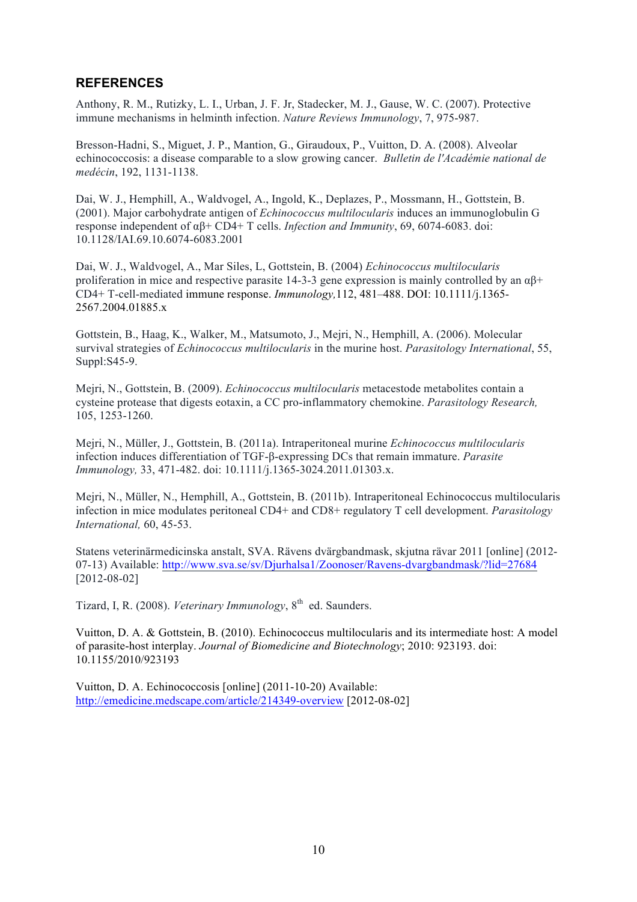## REFERENCES

Anthony, R. M., Rutizky, L. I., Urban, J. F. Jr, Stadecker, M. J., Gause, W. C. (2007). Protective immune mechanisms in helminth infection. *Nature Reviews Immunology*, 7, 975-987.

Bresson-Hadni, S., Miguet, J. P., Mantion, G., Giraudoux, P., Vuitton, D. A. (2008). Alveolar echinococcosis: a disease comparable to a slow growing cancer. *Bulletin de l'Académie national de medécin*, 192, 1131-1138.

Dai, W. J., Hemphill, A., Waldvogel, A., Ingold, K., Deplazes, P., Mossmann, H., Gottstein, B. (2001). Major carbohydrate antigen of *Echinococcus multilocularis* induces an immunoglobulin G response independent of αβ+ CD4+ T cells. *Infection and Immunity*, 69, 6074-6083. doi: 10.1128/IAI.69.10.6074-6083.2001

Dai, W. J., Waldvogel, A., Mar Siles, L, Gottstein, B. (2004) *Echinococcus multilocularis* proliferation in mice and respective parasite 14-3-3 gene expression is mainly controlled by an αβ+ CD4+ T-cell-mediated immune response. *Immunology,*112, 481–488. DOI: 10.1111/j.1365-2567.2004.01885.x

Gottstein, B., Haag, K., Walker, M., Matsumoto, J., Mejri, N., Hemphill, A. (2006). Molecular survival strategies of *Echinococcus multilocularis* in the murine host. *Parasitology International*, 55, Suppl:S45-9.

Mejri, N., Gottstein, B. (2009). *Echinococcus multilocularis* metacestode metabolites contain a cysteine protease that digests eotaxin, a CC pro-inflammatory chemokine. *Parasitology Research,* 105, 1253-1260.

Mejri, N., Müller, J., Gottstein, B. (2011a). Intraperitoneal murine *Echinococcus multilocularis* infection induces differentiation of TGF-β-expressing DCs that remain immature. *Parasite Immunology,* 33, 471-482. doi: 10.1111/j.1365-3024.2011.01303.x.

Mejri, N., Müller, N., Hemphill, A., Gottstein, B. (2011b). Intraperitoneal Echinococcus multilocularis infection in mice modulates peritoneal CD4+ and CD8+ regulatory T cell development. *Parasitology International,* 60, 45-53.

Statens veterinärmedicinska anstalt, SVA. Rävens dvärgbandmask, skjutna rävar 2011 [online] (2012-07-13) Available: http://www.sva.se/sv/Djurhalsa1/Zoonoser/Ravens-dvargbandmask/?lid=27684 [2012-08-02]

Tizard, I, R. (2008). *Veterinary Immunology*, 8th ed. Saunders.

Vuitton, D. A. & Gottstein, B. (2010). Echinococcus multilocularis and its intermediate host: A model of parasite-host interplay. *Journal of Biomedicine and Biotechnology*; 2010: 923193. doi: 10.1155/2010/923193

Vuitton, D. A. Echinococcosis [online] (2011-10-20) Available: http://emedicine.medscape.com/article/214349-overview [2012-08-02]